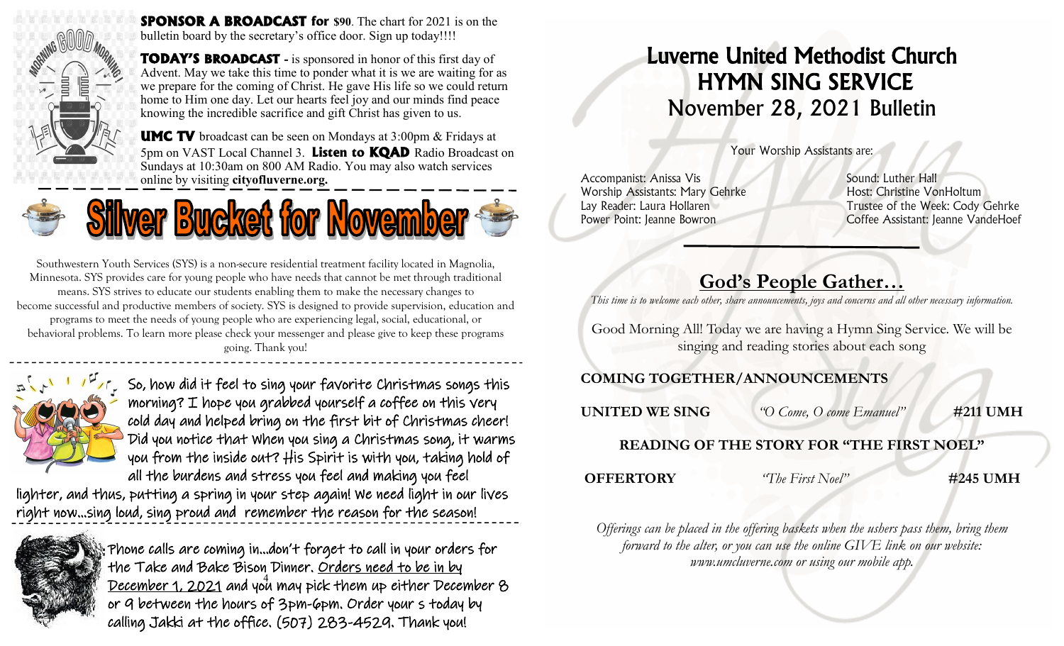**SPONSOR A BROADCAST for $90**. The chart for 2021 is on the bulletin board by the secretary's office door. Sign up today!!!!

**TODAY'S BROADCAST** - is sponsored in honor of this first day of Advent. May we take this time to ponder what it is we are waiting for as we prepare for the coming of Christ. He gave His life so we could return home to Him one day. Let our hearts feel joy and our minds find peace knowing the incredible sacrifice and gift Christ has given to us.

**UMC TV** broadcast can be seen on Mondays at 3:00pm & Fridays at 5pm on VAST Local Channel 3. **Listen to KQAD** Radio Broadcast on Sundays at 10:30am on 800 AM Radio. You may also watch services online by visiting **cityofluverne.org.**

## Silver Bucket for November

Southwestern Youth Services (SYS) is a non-secure residential treatment facility located in Magnolia, Minnesota. SYS provides care for young people who have needs that cannot be met through traditional means. SYS strives to educate our students enabling them to make the necessary changes to become successful and productive members of society. SYS is designed to provide supervision, education and programs to meet the needs of young people who are experiencing legal, social, educational, or behavioral problems. To learn more please check your messenger and please give to keep these programs going. Thank you!

So, how did it feel to sing your favorite Christmas songs this morning? I hope you grabbed yourself a coffee on this very cold day and helped bring on the first bit of Christmas cheer! Did you notice that when you sing a Christmas song, it warms you from the inside out? His Spirit is with you, taking hold of all the burdens and stress you feel and making you feel lighter, and thus, putting a spring in your step again! We need light in our lives right now...sing loud, sing proud and remember the reason for the season!

Phone calls are coming in...don't forget to call in your orders for the Take and Bake Bison Dinner. Orders need to be in by December 1, 2021 and you may pick them up either December 8 or 9 between the hours of 3pm-6pm. Order your s today by calling Jakki at the office. (507) 283-4529. Thank you!

# Luverne United Methodist Church
# HYMN SING SERVICE
## November 28, 2021 Bulletin

Your Worship Assistants are:

Accompanist: Anissa Vis
Worship Assistants: Mary Gehrke
Lay Reader: Laura Hollaren
Power Point: Jeanne Bowron

Sound: Luther Hall
Host: Christine VonHoltum
Trustee of the Week: Cody Gehrke
Coffee Assistant: Jeanne VandeHoef

## God's People Gather…

*This time is to welcome each other, share announcements, joys and concerns and all other necessary information.*

Good Morning All! Today we are having a Hymn Sing Service. We will be singing and reading stories about each song

**COMING TOGETHER/ANNOUNCEMENTS**

**UNITED WE SING** *"O Come, O come Emanuel"* **#211 UMH**

**READING OF THE STORY FOR "THE FIRST NOEL"**

**OFFERTORY** *"The First Noel"* **#245 UMH**

*Offerings can be placed in the offering baskets when the ushers pass them, bring them forward to the alter, or you can use the online GIVE link on our website: www.umcluverne.com or using our mobile app.*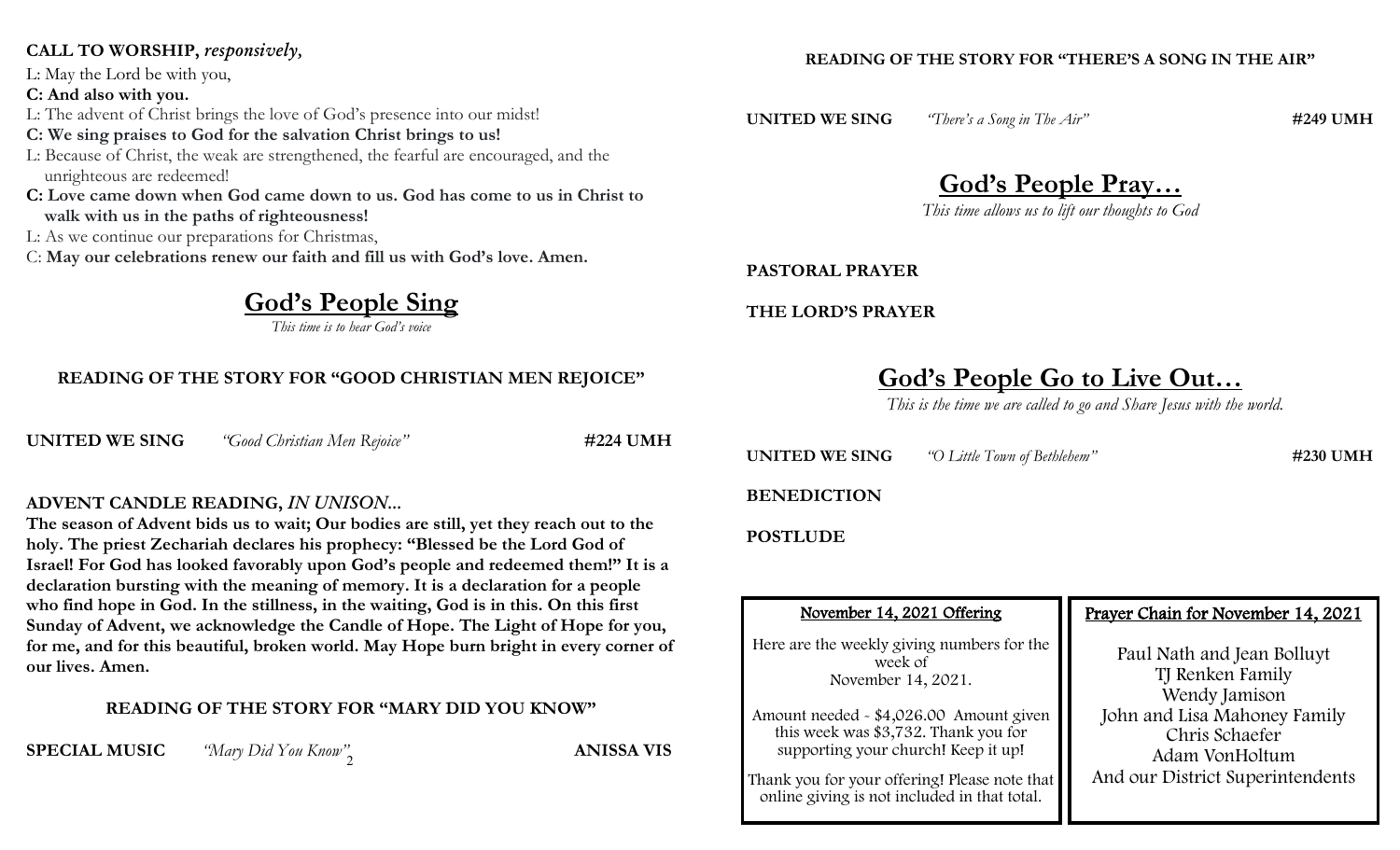**CALL TO WORSHIP,** ***responsively,***

L: May the Lord be with you,

**C: And also with you.**

L: The advent of Christ brings the love of God's presence into our midst!

**C: We sing praises to God for the salvation Christ brings to us!**

L: Because of Christ, the weak are strengthened, the fearful are encouraged, and the unrighteous are redeemed!

**C: Love came down when God came down to us. God has come to us in Christ to walk with us in the paths of righteousness!**

L: As we continue our preparations for Christmas,

C: **May our celebrations renew our faith and fill us with God's love. Amen.**

# God's People Sing

*This time is to hear God's voice*

**READING OF THE STORY FOR "GOOD CHRISTIAN MEN REJOICE"**

**UNITED WE SING** *"Good Christian Men Rejoice"* **#224 UMH**

**ADVENT CANDLE READING,** ***IN UNISON...***

**The season of Advent bids us to wait; Our bodies are still, yet they reach out to the holy. The priest Zechariah declares his prophecy: "Blessed be the Lord God of Israel! For God has looked favorably upon God's people and redeemed them!" It is a declaration bursting with the meaning of memory. It is a declaration for a people who find hope in God. In the stillness, in the waiting, God is in this. On this first Sunday of Advent, we acknowledge the Candle of Hope. The Light of Hope for you, for me, and for this beautiful, broken world. May Hope burn bright in every corner of our lives. Amen.**

**READING OF THE STORY FOR "MARY DID YOU KNOW"**

**SPECIAL MUSIC** *"Mary Did You Know"* **ANISSA VIS**

**READING OF THE STORY FOR "THERE'S A SONG IN THE AIR"**

**UNITED WE SING** *"There's a Song in The Air"* **#249 UMH**

# God's People Pray…

*This time allows us to lift our thoughts to God*

**PASTORAL PRAYER**

**THE LORD'S PRAYER**

# God's People Go to Live Out…

*This is the time we are called to go and Share Jesus with the world.*

**UNITED WE SING** *"O Little Town of Bethlehem"* **#230 UMH**

**BENEDICTION**

**POSTLUDE**

**November 14, 2021 Offering**

Here are the weekly giving numbers for the week of November 14, 2021.

Amount needed - $4,026.00 Amount given this week was $3,732. Thank you for supporting your church! Keep it up!

Thank you for your offering! Please note that online giving is not included in that total.

**Prayer Chain for November 14, 2021**

Paul Nath and Jean Bolluyt
TJ Renken Family
Wendy Jamison
John and Lisa Mahoney Family
Chris Schaefer
Adam VonHoltum
And our District Superintendents